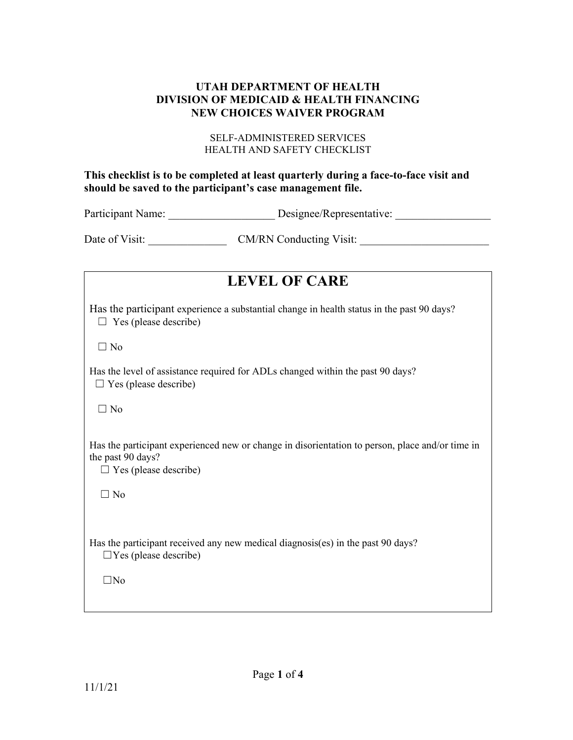**UTAH DEPARTMENT OF HEALTH**
**DIVISION OF MEDICAID & HEALTH FINANCING**
**NEW CHOICES WAIVER PROGRAM**

SELF-ADMINISTERED SERVICES
HEALTH AND SAFETY CHECKLIST

**This checklist is to be completed at least quarterly during a face-to-face visit and should be saved to the participant's case management file.**

Participant Name: ___________________ Designee/Representative: _________________

Date of Visit: ______________ CM/RN Conducting Visit: _______________________

# LEVEL OF CARE

Has the participant experience a substantial change in health status in the past 90 days?

☐ Yes (please describe)

☐ No

Has the level of assistance required for ADLs changed within the past 90 days?

☐ Yes (please describe)

☐ No

Has the participant experienced new or change in disorientation to person, place and/or time in the past 90 days?

☐ Yes (please describe)

☐ No

Has the participant received any new medical diagnosis(es) in the past 90 days?

☐Yes (please describe)

☐No

11/1/21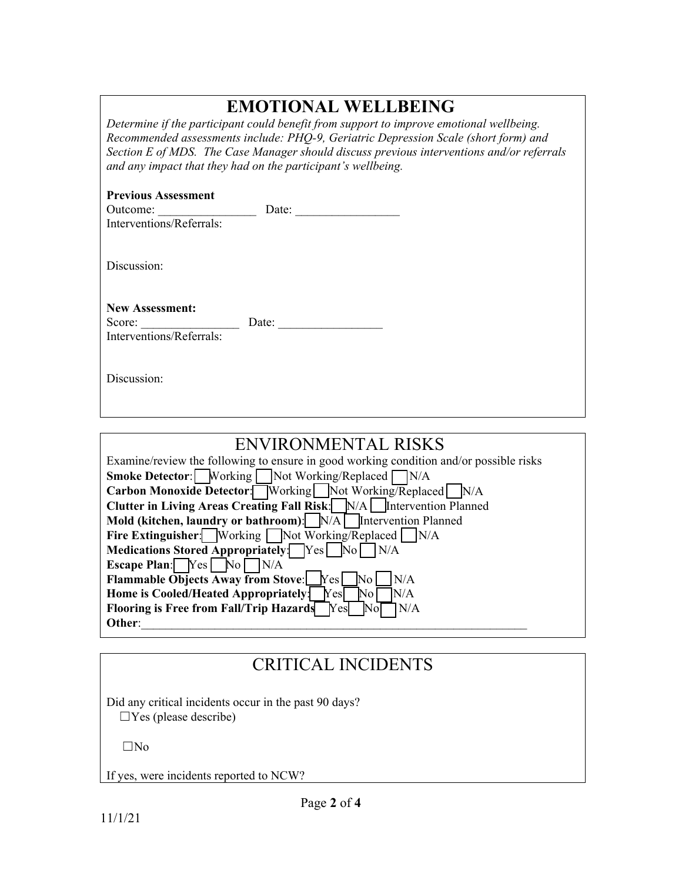## EMOTIONAL WELLBEING

*Determine if the participant could benefit from support to improve emotional wellbeing. Recommended assessments include: PHQ-9, Geriatric Depression Scale (short form) and Section E of MDS. The Case Manager should discuss previous interventions and/or referrals and any impact that they had on the participant's wellbeing.*

**Previous Assessment**

Outcome: ________________ Date: _________________

Interventions/Referrals:

Discussion:

**New Assessment:**

Score: ________________ Date: _________________

Interventions/Referrals:

Discussion:

## ENVIRONMENTAL RISKS

Examine/review the following to ensure in good working condition and/or possible risks

**Smoke Detector**: ☐ Working ☐ Not Working/Replaced ☐ N/A

**Carbon Monoxide Detector**: ☐ Working ☐ Not Working/Replaced ☐ N/A

**Clutter in Living Areas Creating Fall Risk**: ☐ N/A ☐ Intervention Planned

**Mold (kitchen, laundry or bathroom)**: ☐ N/A ☐ Intervention Planned

**Fire Extinguisher**: ☐ Working ☐ Not Working/Replaced ☐ N/A

**Medications Stored Appropriately**: ☐ Yes ☐ No ☐ N/A

**Escape Plan**: ☐ Yes ☐ No ☐ N/A

**Flammable Objects Away from Stove**: ☐ Yes ☐ No ☐ N/A

**Home is Cooled/Heated Appropriately**: ☐ Yes ☐ No ☐ N/A

**Flooring is Free from Fall/Trip Hazards** ☐ Yes ☐ No ☐ N/A

**Other**:_________________________________________________________________

## CRITICAL INCIDENTS

Did any critical incidents occur in the past 90 days?

☐Yes (please describe)

☐No

If yes, were incidents reported to NCW?

11/1/21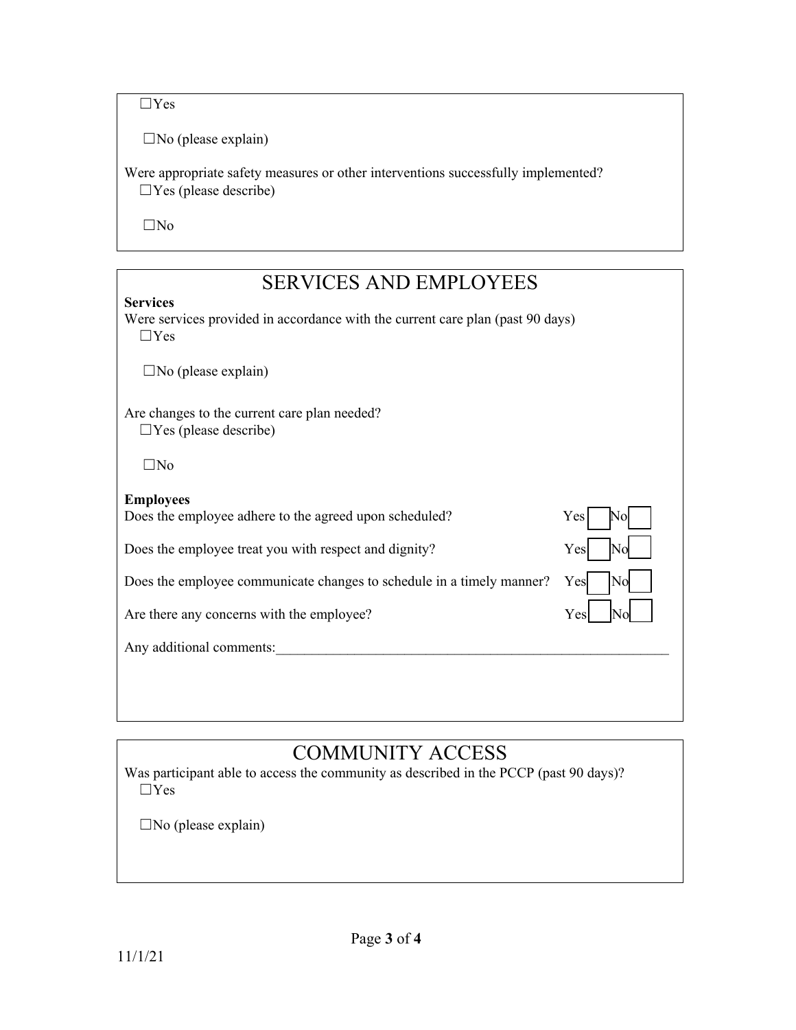☐Yes

☐No (please explain)

Were appropriate safety measures or other interventions successfully implemented?

☐Yes (please describe)

☐No

## SERVICES AND EMPLOYEES

**Services**

Were services provided in accordance with the current care plan (past 90 days)

☐Yes

☐No (please explain)

Are changes to the current care plan needed?

☐Yes (please describe)

☐No

**Employees**

| Question | Yes | No |
|---|---|---|
| Does the employee adhere to the agreed upon scheduled? | ☐ | ☐ |
| Does the employee treat you with respect and dignity? | ☐ | ☐ |
| Does the employee communicate changes to schedule in a timely manner? | ☐ | ☐ |
| Are there any concerns with the employee? | ☐ | ☐ |

Any additional comments:___________________________________________________________

## COMMUNITY ACCESS

Was participant able to access the community as described in the PCCP (past 90 days)?

☐Yes

☐No (please explain)

11/1/21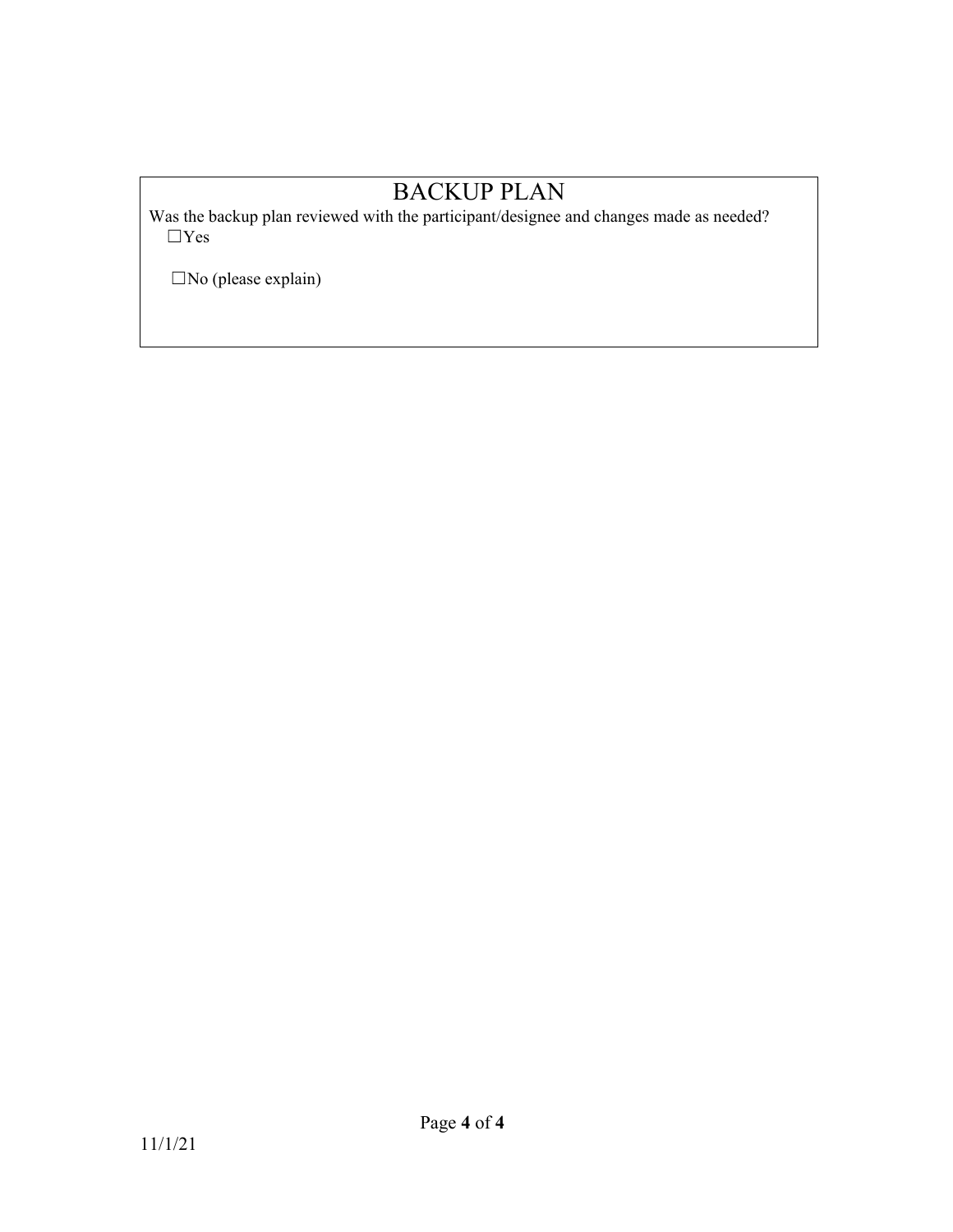## BACKUP PLAN

Was the backup plan reviewed with the participant/designee and changes made as needed?

☐Yes

☐No (please explain)

11/1/21